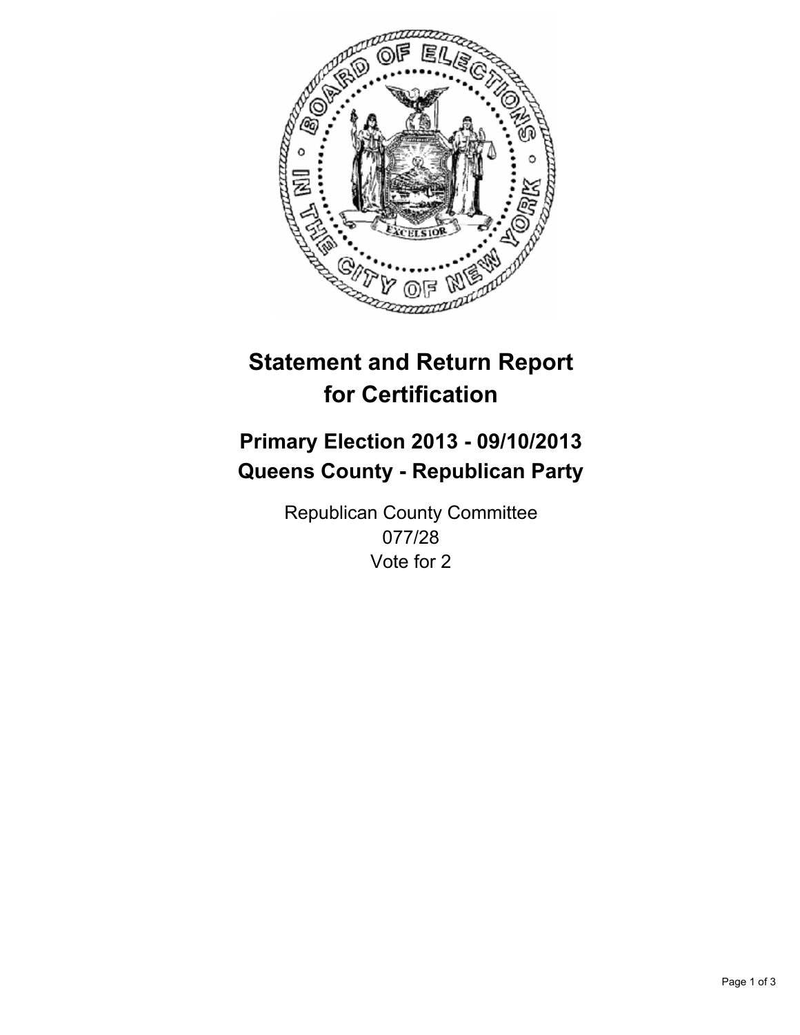# Statement and Return Report for Certification

## Primary Election 2013 - 09/10/2013
## Queens County - Republican Party

Republican County Committee
077/28
Vote for 2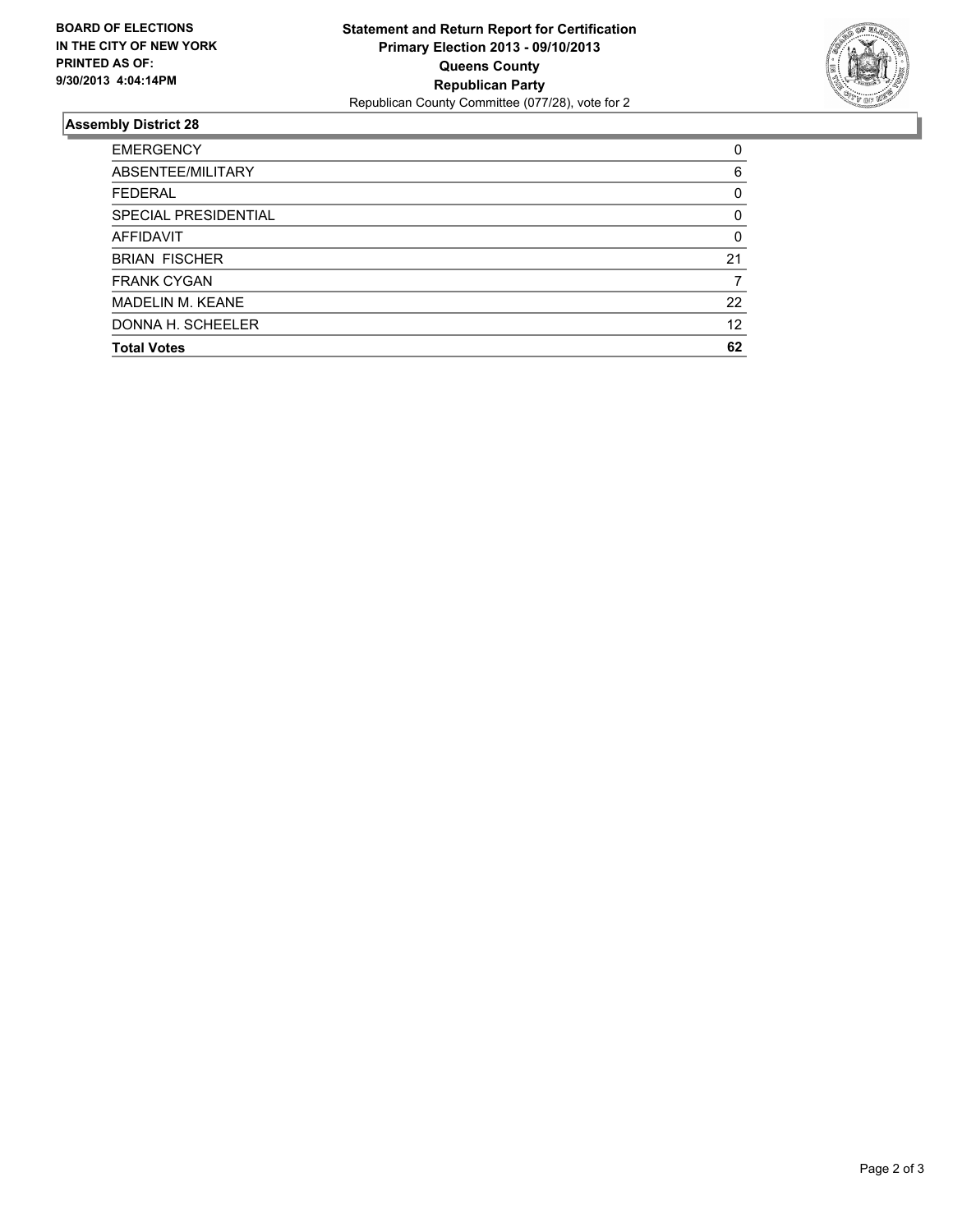**BOARD OF ELECTIONS IN THE CITY OF NEW YORK PRINTED AS OF: 9/30/2013 4:04:14PM**

**Statement and Return Report for Certification**
**Primary Election 2013 - 09/10/2013**
**Queens County**
**Republican Party**
Republican County Committee (077/28), vote for 2

## Assembly District 28

| | |
|---|---|
| EMERGENCY | 0 |
| ABSENTEE/MILITARY | 6 |
| FEDERAL | 0 |
| SPECIAL PRESIDENTIAL | 0 |
| AFFIDAVIT | 0 |
| BRIAN FISCHER | 21 |
| FRANK CYGAN | 7 |
| MADELIN M. KEANE | 22 |
| DONNA H. SCHEELER | 12 |
| **Total Votes** | **62** |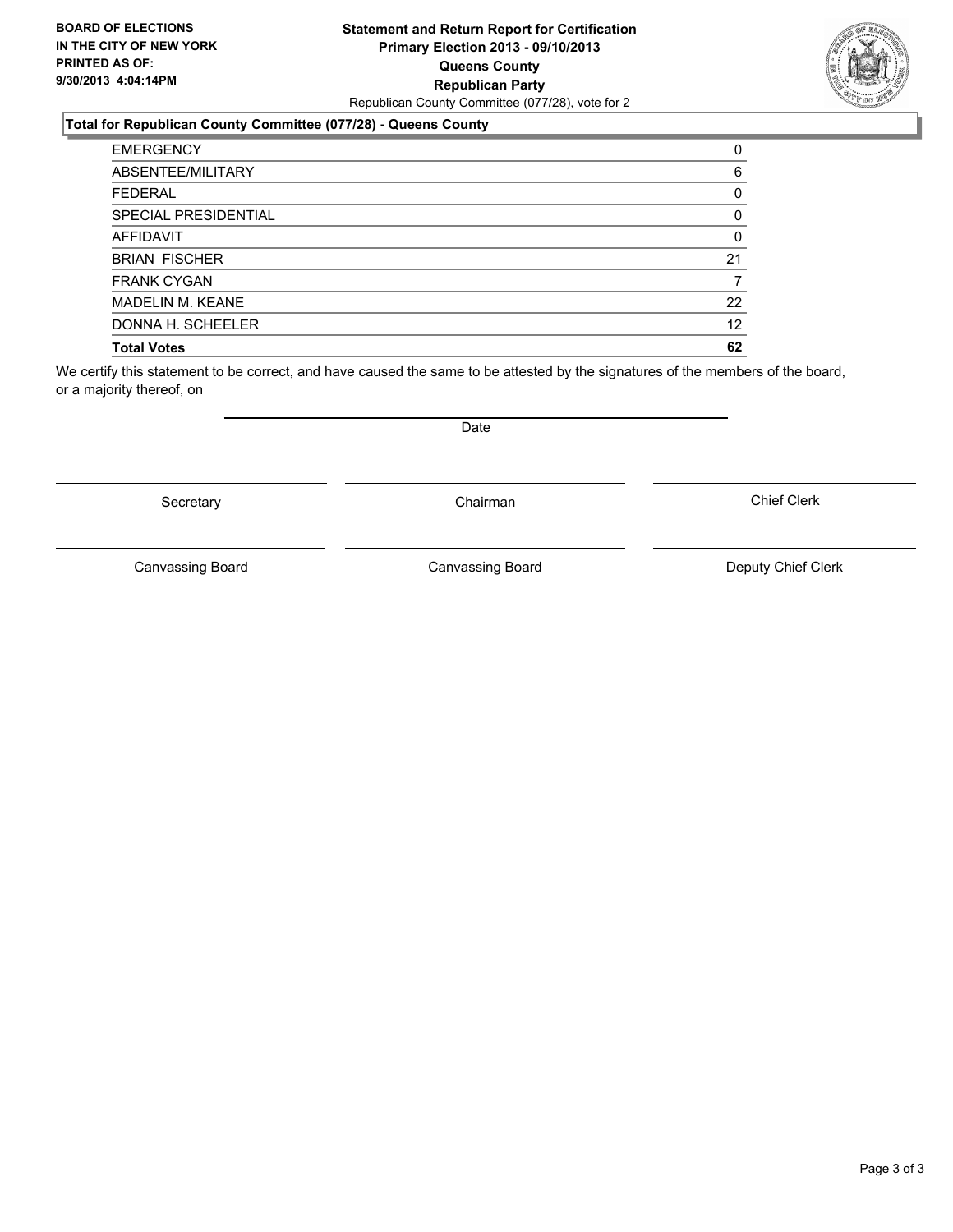**BOARD OF ELECTIONS IN THE CITY OF NEW YORK PRINTED AS OF: 9/30/2013 4:04:14PM**

**Statement and Return Report for Certification**
**Primary Election 2013 - 09/10/2013**
**Queens County**
**Republican Party**
Republican County Committee (077/28), vote for 2

### Total for Republican County Committee (077/28) - Queens County

| | |
|---|---|
| EMERGENCY | 0 |
| ABSENTEE/MILITARY | 6 |
| FEDERAL | 0 |
| SPECIAL PRESIDENTIAL | 0 |
| AFFIDAVIT | 0 |
| BRIAN FISCHER | 21 |
| FRANK CYGAN | 7 |
| MADELIN M. KEANE | 22 |
| DONNA H. SCHEELER | 12 |
| **Total Votes** | **62** |

We certify this statement to be correct, and have caused the same to be attested by the signatures of the members of the board, or a majority thereof, on

Date

Secretary

Chairman

Chief Clerk

Canvassing Board

Canvassing Board

Deputy Chief Clerk